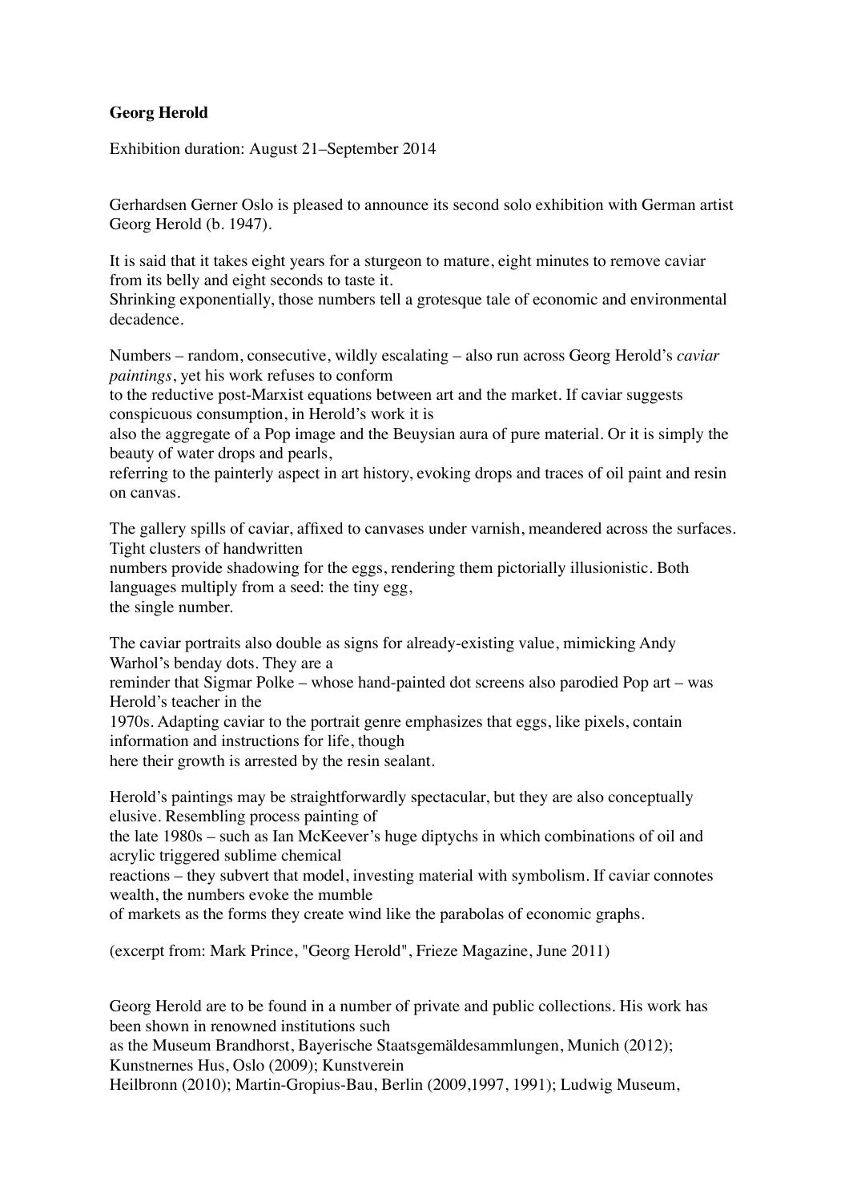**Georg Herold**

Exhibition duration: August 21–September 2014

Gerhardsen Gerner Oslo is pleased to announce its second solo exhibition with German artist Georg Herold (b. 1947).

It is said that it takes eight years for a sturgeon to mature, eight minutes to remove caviar from its belly and eight seconds to taste it.
Shrinking exponentially, those numbers tell a grotesque tale of economic and environmental decadence.

Numbers – random, consecutive, wildly escalating – also run across Georg Herold's *caviar paintings*, yet his work refuses to conform to the reductive post-Marxist equations between art and the market. If caviar suggests conspicuous consumption, in Herold's work it is also the aggregate of a Pop image and the Beuysian aura of pure material. Or it is simply the beauty of water drops and pearls, referring to the painterly aspect in art history, evoking drops and traces of oil paint and resin on canvas.

The gallery spills of caviar, affixed to canvases under varnish, meandered across the surfaces. Tight clusters of handwritten numbers provide shadowing for the eggs, rendering them pictorially illusionistic. Both languages multiply from a seed: the tiny egg, the single number.

The caviar portraits also double as signs for already-existing value, mimicking Andy Warhol's benday dots. They are a reminder that Sigmar Polke – whose hand-painted dot screens also parodied Pop art – was Herold's teacher in the 1970s. Adapting caviar to the portrait genre emphasizes that eggs, like pixels, contain information and instructions for life, though here their growth is arrested by the resin sealant.

Herold's paintings may be straightforwardly spectacular, but they are also conceptually elusive. Resembling process painting of the late 1980s – such as Ian McKeever's huge diptychs in which combinations of oil and acrylic triggered sublime chemical reactions – they subvert that model, investing material with symbolism. If caviar connotes wealth, the numbers evoke the mumble of markets as the forms they create wind like the parabolas of economic graphs.

(excerpt from: Mark Prince, "Georg Herold", Frieze Magazine, June 2011)

Georg Herold are to be found in a number of private and public collections. His work has been shown in renowned institutions such as the Museum Brandhorst, Bayerische Staatsgemäldesammlungen, Munich (2012); Kunstnernes Hus, Oslo (2009); Kunstverein Heilbronn (2010); Martin-Gropius-Bau, Berlin (2009,1997, 1991); Ludwig Museum,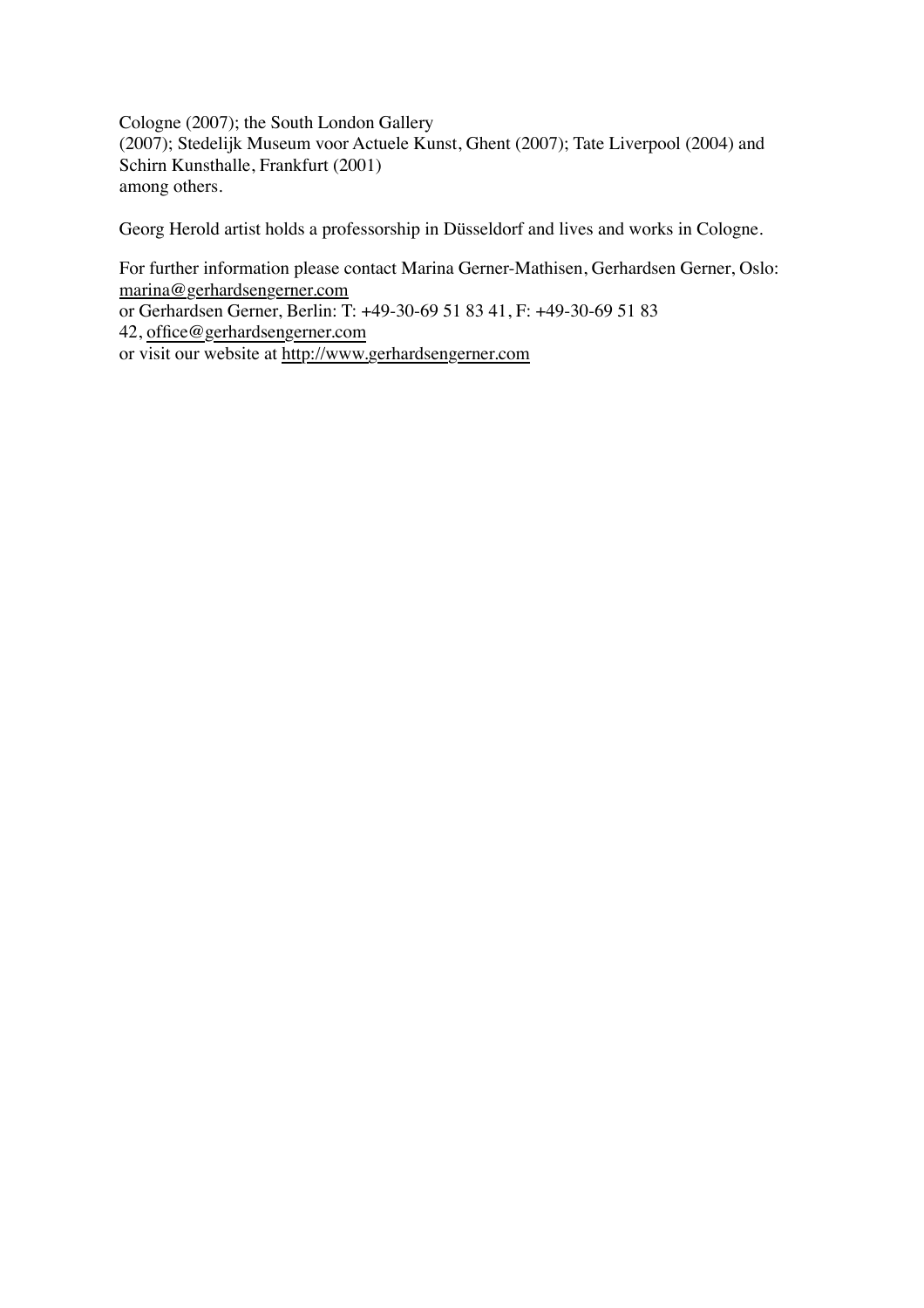Cologne (2007); the South London Gallery (2007); Stedelijk Museum voor Actuele Kunst, Ghent (2007); Tate Liverpool (2004) and Schirn Kunsthalle, Frankfurt (2001) among others.

Georg Herold artist holds a professorship in Düsseldorf and lives and works in Cologne.

For further information please contact Marina Gerner-Mathisen, Gerhardsen Gerner, Oslo: marina@gerhardsengerner.com
or Gerhardsen Gerner, Berlin: T: +49-30-69 51 83 41, F: +49-30-69 51 83 42, office@gerhardsengerner.com
or visit our website at http://www.gerhardsengerner.com